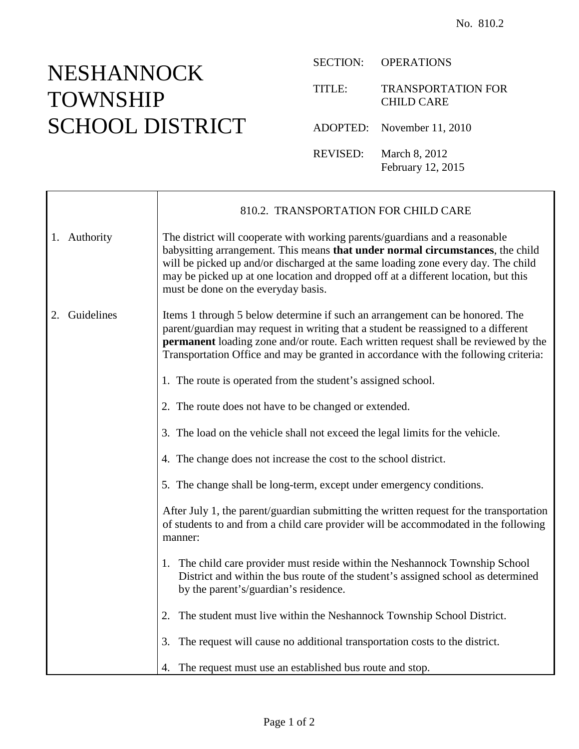No. 810.2

# NESHANNOCK TOWNSHIP SCHOOL DISTRICT

SECTION: OPERATIONS

TITLE: TRANSPORTATION FOR CHILD CARE

ADOPTED: November 11, 2010

REVISED: March 8, 2012
February 12, 2015

## 810.2. TRANSPORTATION FOR CHILD CARE

### 1. Authority

The district will cooperate with working parents/guardians and a reasonable babysitting arrangement. This means **that under normal circumstances**, the child will be picked up and/or discharged at the same loading zone every day. The child may be picked up at one location and dropped off at a different location, but this must be done on the everyday basis.

### 2. Guidelines

Items 1 through 5 below determine if such an arrangement can be honored. The parent/guardian may request in writing that a student be reassigned to a different **permanent** loading zone and/or route. Each written request shall be reviewed by the Transportation Office and may be granted in accordance with the following criteria:

1. The route is operated from the student's assigned school.
2. The route does not have to be changed or extended.
3. The load on the vehicle shall not exceed the legal limits for the vehicle.
4. The change does not increase the cost to the school district.
5. The change shall be long-term, except under emergency conditions.

After July 1, the parent/guardian submitting the written request for the transportation of students to and from a child care provider will be accommodated in the following manner:

1. The child care provider must reside within the Neshannock Township School District and within the bus route of the student's assigned school as determined by the parent's/guardian's residence.
2. The student must live within the Neshannock Township School District.
3. The request will cause no additional transportation costs to the district.
4. The request must use an established bus route and stop.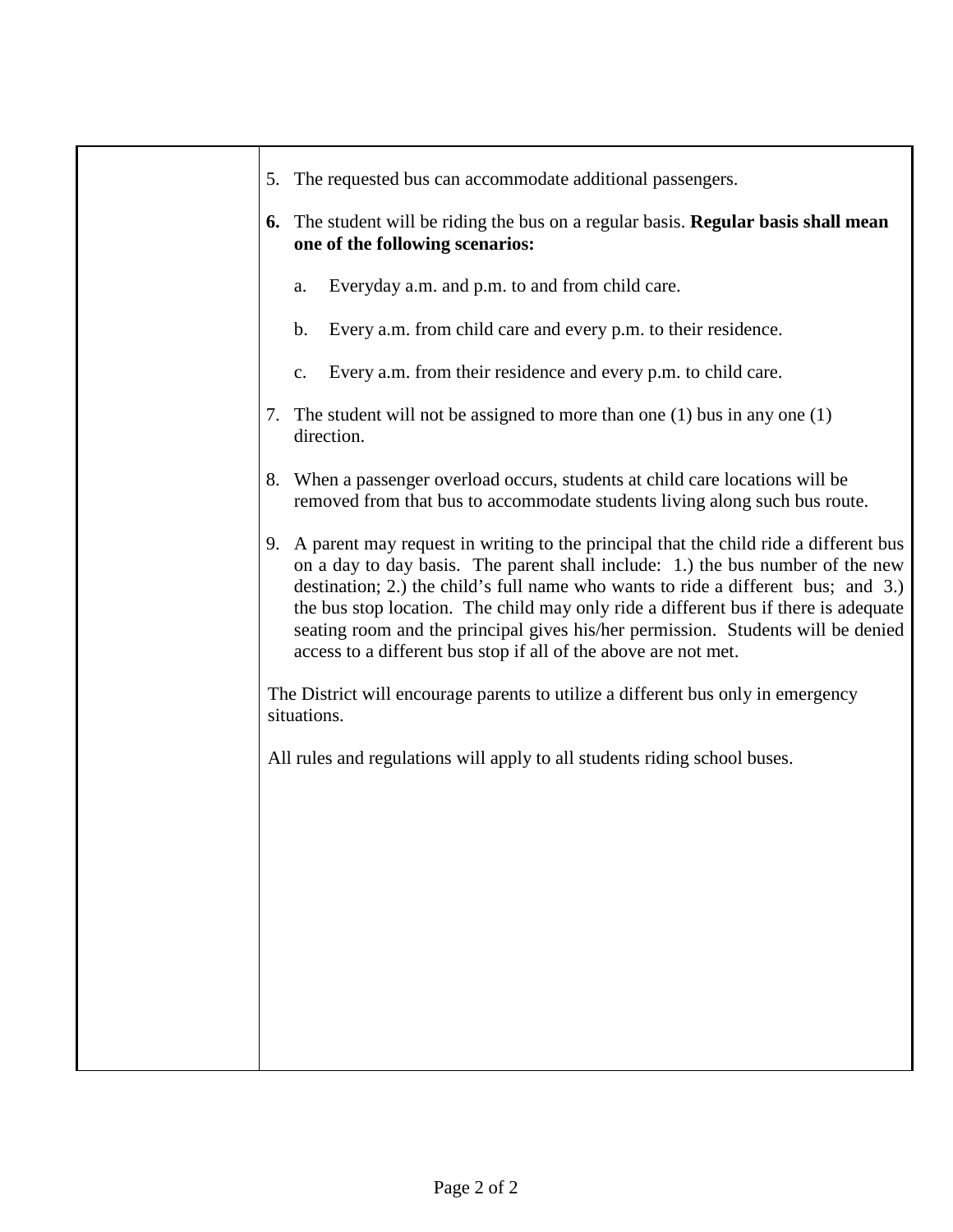5. The requested bus can accommodate additional passengers.

6. The student will be riding the bus on a regular basis. **Regular basis shall mean one of the following scenarios:**

   a. Everyday a.m. and p.m. to and from child care.

   b. Every a.m. from child care and every p.m. to their residence.

   c. Every a.m. from their residence and every p.m. to child care.

7. The student will not be assigned to more than one (1) bus in any one (1) direction.

8. When a passenger overload occurs, students at child care locations will be removed from that bus to accommodate students living along such bus route.

9. A parent may request in writing to the principal that the child ride a different bus on a day to day basis. The parent shall include: 1.) the bus number of the new destination; 2.) the child's full name who wants to ride a different bus; and 3.) the bus stop location. The child may only ride a different bus if there is adequate seating room and the principal gives his/her permission. Students will be denied access to a different bus stop if all of the above are not met.

The District will encourage parents to utilize a different bus only in emergency situations.

All rules and regulations will apply to all students riding school buses.